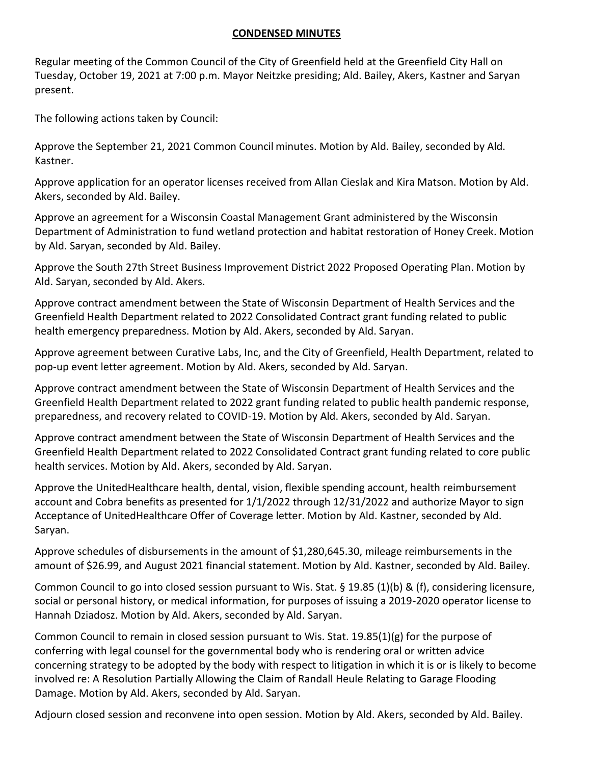**CONDENSED MINUTES**

Regular meeting of the Common Council of the City of Greenfield held at the Greenfield City Hall on Tuesday, October 19, 2021 at 7:00 p.m. Mayor Neitzke presiding; Ald. Bailey, Akers, Kastner and Saryan present.

The following actions taken by Council:

Approve the September 21, 2021 Common Council minutes. Motion by Ald. Bailey, seconded by Ald. Kastner.

Approve application for an operator licenses received from Allan Cieslak and Kira Matson. Motion by Ald. Akers, seconded by Ald. Bailey.

Approve an agreement for a Wisconsin Coastal Management Grant administered by the Wisconsin Department of Administration to fund wetland protection and habitat restoration of Honey Creek. Motion by Ald. Saryan, seconded by Ald. Bailey.

Approve the South 27th Street Business Improvement District 2022 Proposed Operating Plan. Motion by Ald. Saryan, seconded by Ald. Akers.

Approve contract amendment between the State of Wisconsin Department of Health Services and the Greenfield Health Department related to 2022 Consolidated Contract grant funding related to public health emergency preparedness. Motion by Ald. Akers, seconded by Ald. Saryan.

Approve agreement between Curative Labs, Inc, and the City of Greenfield, Health Department, related to pop-up event letter agreement. Motion by Ald. Akers, seconded by Ald. Saryan.

Approve contract amendment between the State of Wisconsin Department of Health Services and the Greenfield Health Department related to 2022 grant funding related to public health pandemic response, preparedness, and recovery related to COVID-19. Motion by Ald. Akers, seconded by Ald. Saryan.

Approve contract amendment between the State of Wisconsin Department of Health Services and the Greenfield Health Department related to 2022 Consolidated Contract grant funding related to core public health services. Motion by Ald. Akers, seconded by Ald. Saryan.

Approve the UnitedHealthcare health, dental, vision, flexible spending account, health reimbursement account and Cobra benefits as presented for 1/1/2022 through 12/31/2022 and authorize Mayor to sign Acceptance of UnitedHealthcare Offer of Coverage letter. Motion by Ald. Kastner, seconded by Ald. Saryan.

Approve schedules of disbursements in the amount of $1,280,645.30, mileage reimbursements in the amount of $26.99, and August 2021 financial statement. Motion by Ald. Kastner, seconded by Ald. Bailey.

Common Council to go into closed session pursuant to Wis. Stat. § 19.85 (1)(b) & (f), considering licensure, social or personal history, or medical information, for purposes of issuing a 2019-2020 operator license to Hannah Dziadosz. Motion by Ald. Akers, seconded by Ald. Saryan.

Common Council to remain in closed session pursuant to Wis. Stat. 19.85(1)(g) for the purpose of conferring with legal counsel for the governmental body who is rendering oral or written advice concerning strategy to be adopted by the body with respect to litigation in which it is or is likely to become involved re: A Resolution Partially Allowing the Claim of Randall Heule Relating to Garage Flooding Damage. Motion by Ald. Akers, seconded by Ald. Saryan.

Adjourn closed session and reconvene into open session. Motion by Ald. Akers, seconded by Ald. Bailey.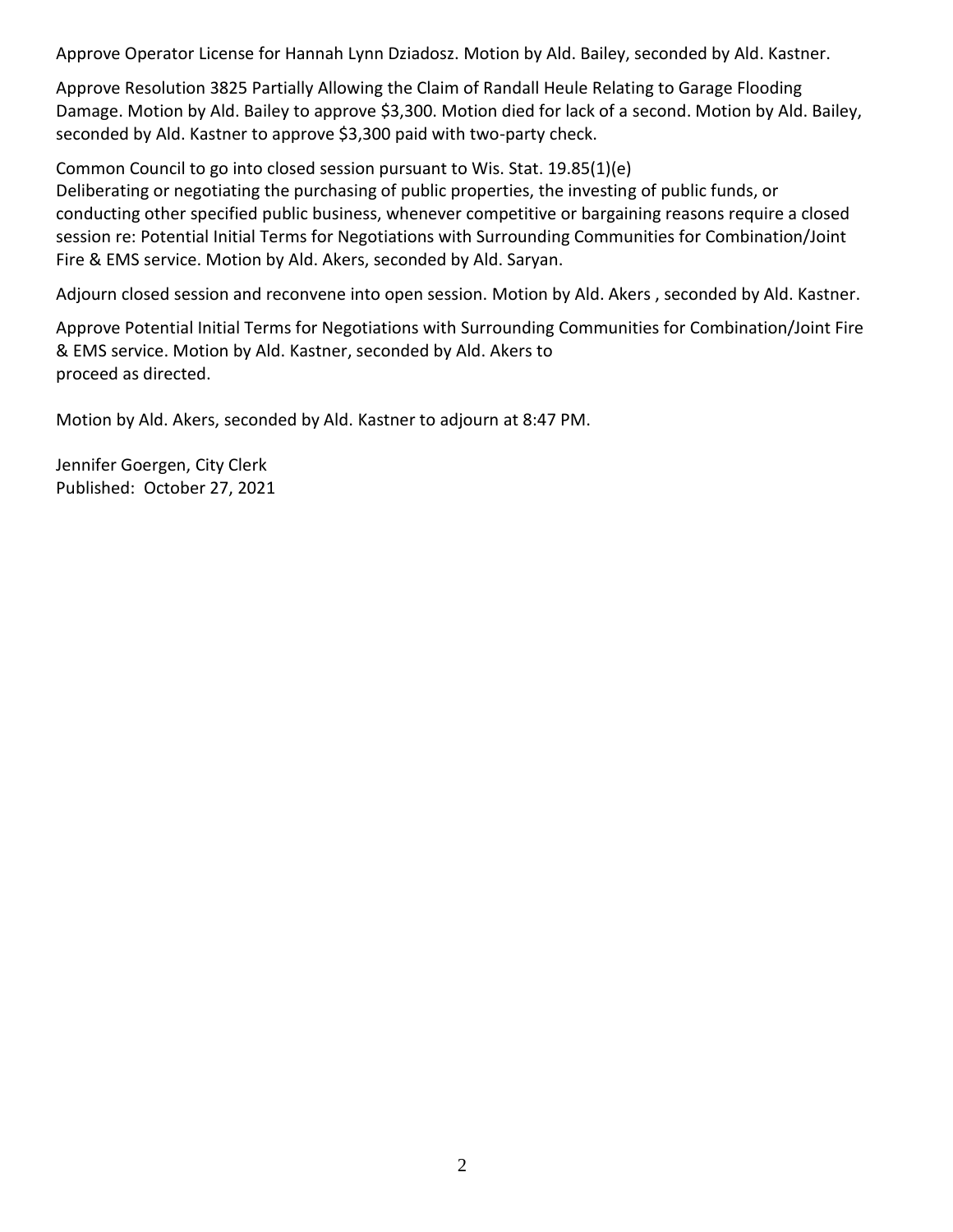Approve Operator License for Hannah Lynn Dziadosz. Motion by Ald. Bailey, seconded by Ald. Kastner.

Approve Resolution 3825 Partially Allowing the Claim of Randall Heule Relating to Garage Flooding Damage. Motion by Ald. Bailey to approve $3,300. Motion died for lack of a second. Motion by Ald. Bailey, seconded by Ald. Kastner to approve $3,300 paid with two-party check.

Common Council to go into closed session pursuant to Wis. Stat. 19.85(1)(e)
Deliberating or negotiating the purchasing of public properties, the investing of public funds, or conducting other specified public business, whenever competitive or bargaining reasons require a closed session re: Potential Initial Terms for Negotiations with Surrounding Communities for Combination/Joint Fire & EMS service. Motion by Ald. Akers, seconded by Ald. Saryan.

Adjourn closed session and reconvene into open session. Motion by Ald. Akers , seconded by Ald. Kastner.

Approve Potential Initial Terms for Negotiations with Surrounding Communities for Combination/Joint Fire & EMS service. Motion by Ald. Kastner, seconded by Ald. Akers to proceed as directed.

Motion by Ald. Akers, seconded by Ald. Kastner to adjourn at 8:47 PM.

Jennifer Goergen, City Clerk
Published: October 27, 2021